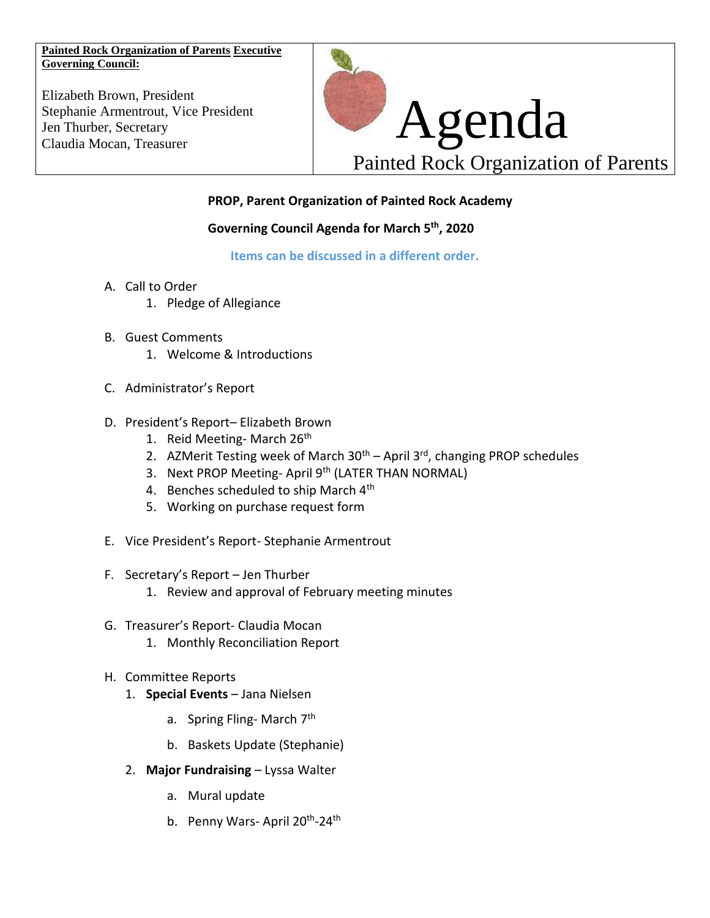**Painted Rock Organization of Parents Executive Governing Council:**

Elizabeth Brown, President
Stephanie Armentrout, Vice President
Jen Thurber, Secretary
Claudia Mocan, Treasurer

# Agenda

Painted Rock Organization of Parents

**PROP, Parent Organization of Painted Rock Academy**

**Governing Council Agenda for March 5th, 2020**

**Items can be discussed in a different order.**

A. Call to Order
   1. Pledge of Allegiance

B. Guest Comments
   1. Welcome & Introductions

C. Administrator's Report

D. President's Report– Elizabeth Brown
   1. Reid Meeting- March 26th
   2. AZMerit Testing week of March 30th – April 3rd, changing PROP schedules
   3. Next PROP Meeting- April 9th (LATER THAN NORMAL)
   4. Benches scheduled to ship March 4th
   5. Working on purchase request form

E. Vice President's Report- Stephanie Armentrout

F. Secretary's Report – Jen Thurber
   1. Review and approval of February meeting minutes

G. Treasurer's Report- Claudia Mocan
   1. Monthly Reconciliation Report

H. Committee Reports
   1. **Special Events** – Jana Nielsen
      a. Spring Fling- March 7th
      b. Baskets Update (Stephanie)
   2. **Major Fundraising** – Lyssa Walter
      a. Mural update
      b. Penny Wars- April 20th-24th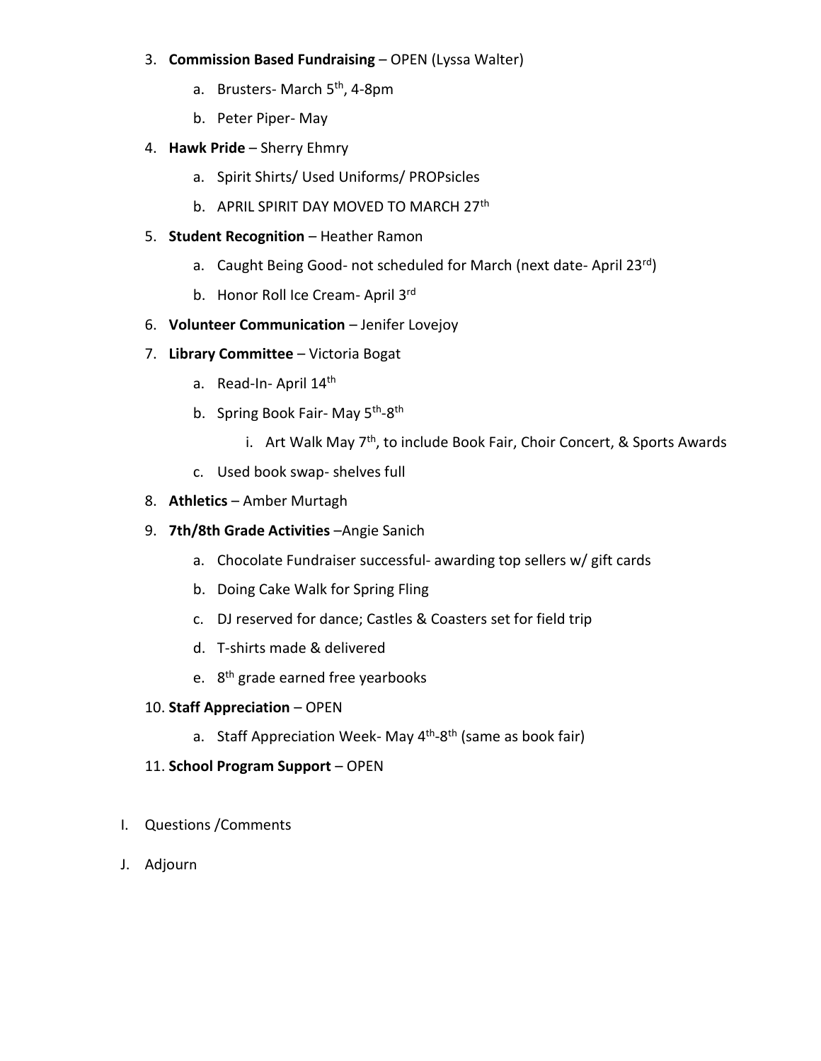3. **Commission Based Fundraising** – OPEN (Lyssa Walter)
    a. Brusters- March 5th, 4-8pm
    b. Peter Piper- May
4. **Hawk Pride** – Sherry Ehmry
    a. Spirit Shirts/ Used Uniforms/ PROPsicles
    b. APRIL SPIRIT DAY MOVED TO MARCH 27th
5. **Student Recognition** – Heather Ramon
    a. Caught Being Good- not scheduled for March (next date- April 23rd)
    b. Honor Roll Ice Cream- April 3rd
6. **Volunteer Communication** – Jenifer Lovejoy
7. **Library Committee** – Victoria Bogat
    a. Read-In- April 14th
    b. Spring Book Fair- May 5th-8th
        i. Art Walk May 7th, to include Book Fair, Choir Concert, & Sports Awards
    c. Used book swap- shelves full
8. **Athletics** – Amber Murtagh
9. **7th/8th Grade Activities** –Angie Sanich
    a. Chocolate Fundraiser successful- awarding top sellers w/ gift cards
    b. Doing Cake Walk for Spring Fling
    c. DJ reserved for dance; Castles & Coasters set for field trip
    d. T-shirts made & delivered
    e. 8th grade earned free yearbooks
10. **Staff Appreciation** – OPEN
    a. Staff Appreciation Week- May 4th-8th (same as book fair)
11. **School Program Support** – OPEN

I. Questions /Comments

J. Adjourn